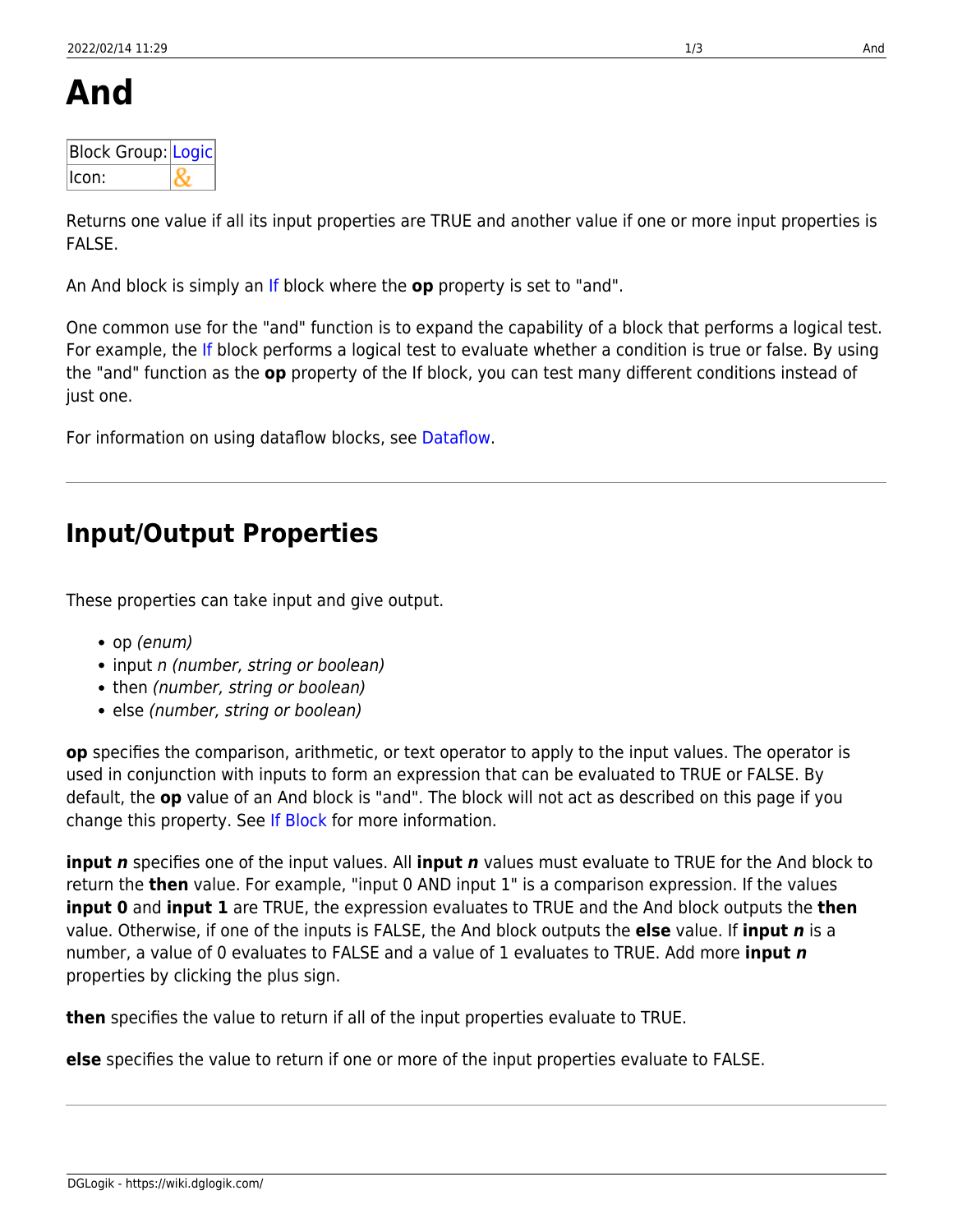# And

| Block Group: | Logic |
| --- | --- |
| Icon: | & |

Returns one value if all its input properties are TRUE and another value if one or more input properties is FALSE.

An And block is simply an If block where the **op** property is set to "and".

One common use for the "and" function is to expand the capability of a block that performs a logical test. For example, the If block performs a logical test to evaluate whether a condition is true or false. By using the "and" function as the **op** property of the If block, you can test many different conditions instead of just one.

For information on using dataflow blocks, see Dataflow.

---

## Input/Output Properties

These properties can take input and give output.

- op *(enum)*
- input *n (number, string or boolean)*
- then *(number, string or boolean)*
- else *(number, string or boolean)*

**op** specifies the comparison, arithmetic, or text operator to apply to the input values. The operator is used in conjunction with inputs to form an expression that can be evaluated to TRUE or FALSE. By default, the **op** value of an And block is "and". The block will not act as described on this page if you change this property. See If Block for more information.

**input *n*** specifies one of the input values. All **input *n*** values must evaluate to TRUE for the And block to return the **then** value. For example, "input 0 AND input 1" is a comparison expression. If the values **input 0** and **input 1** are TRUE, the expression evaluates to TRUE and the And block outputs the **then** value. Otherwise, if one of the inputs is FALSE, the And block outputs the **else** value. If **input *n*** is a number, a value of 0 evaluates to FALSE and a value of 1 evaluates to TRUE. Add more **input *n*** properties by clicking the plus sign.

**then** specifies the value to return if all of the input properties evaluate to TRUE.

**else** specifies the value to return if one or more of the input properties evaluate to FALSE.

---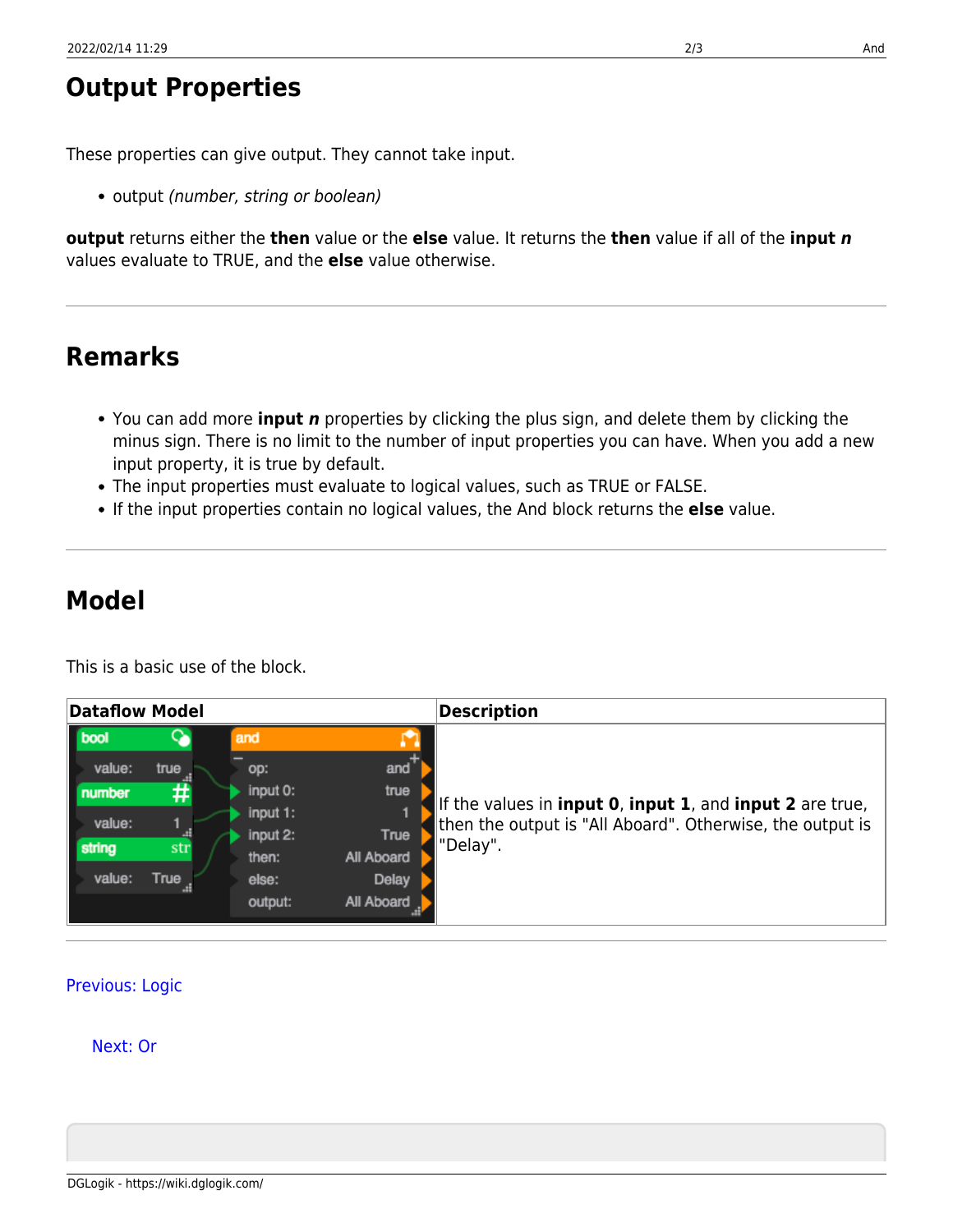## Output Properties

These properties can give output. They cannot take input.

- output *(number, string or boolean)*

**output** returns either the **then** value or the **else** value. It returns the **then** value if all of the **input *n*** values evaluate to TRUE, and the **else** value otherwise.

---

## Remarks

- You can add more **input *n*** properties by clicking the plus sign, and delete them by clicking the minus sign. There is no limit to the number of input properties you can have. When you add a new input property, it is true by default.
- The input properties must evaluate to logical values, such as TRUE or FALSE.
- If the input properties contain no logical values, the And block returns the **else** value.

---

## Model

This is a basic use of the block.

| Dataflow Model | Description |
| --- | --- |
| | If the values in **input 0**, **input 1**, and **input 2** are true, then the output is "All Aboard". Otherwise, the output is "Delay". |

---

Previous: Logic

Next: Or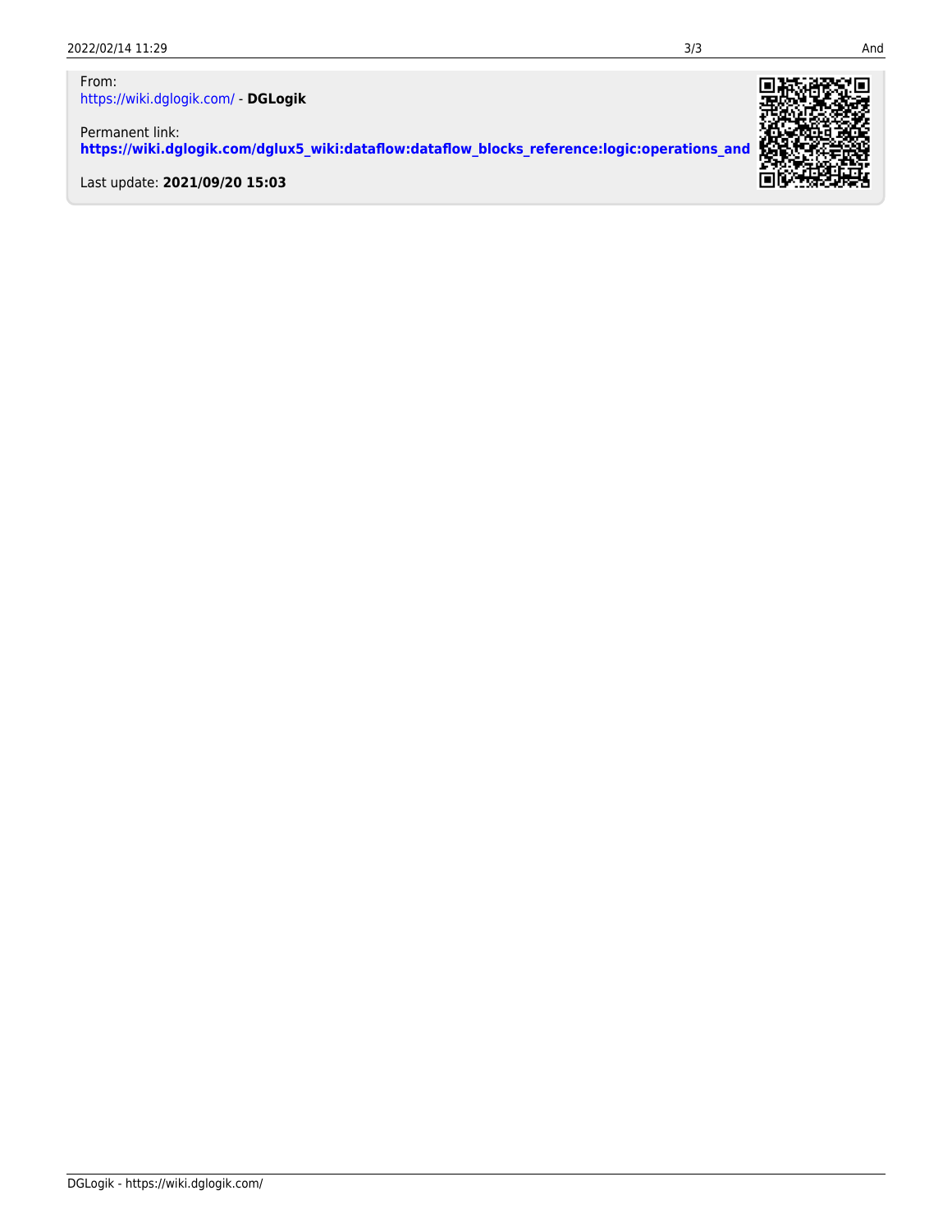From:
https://wiki.dglogik.com/ - **DGLogik**

Permanent link:
**https://wiki.dglogik.com/dglux5_wiki:dataflow:dataflow_blocks_reference:logic:operations_and**

Last update: **2021/09/20 15:03**